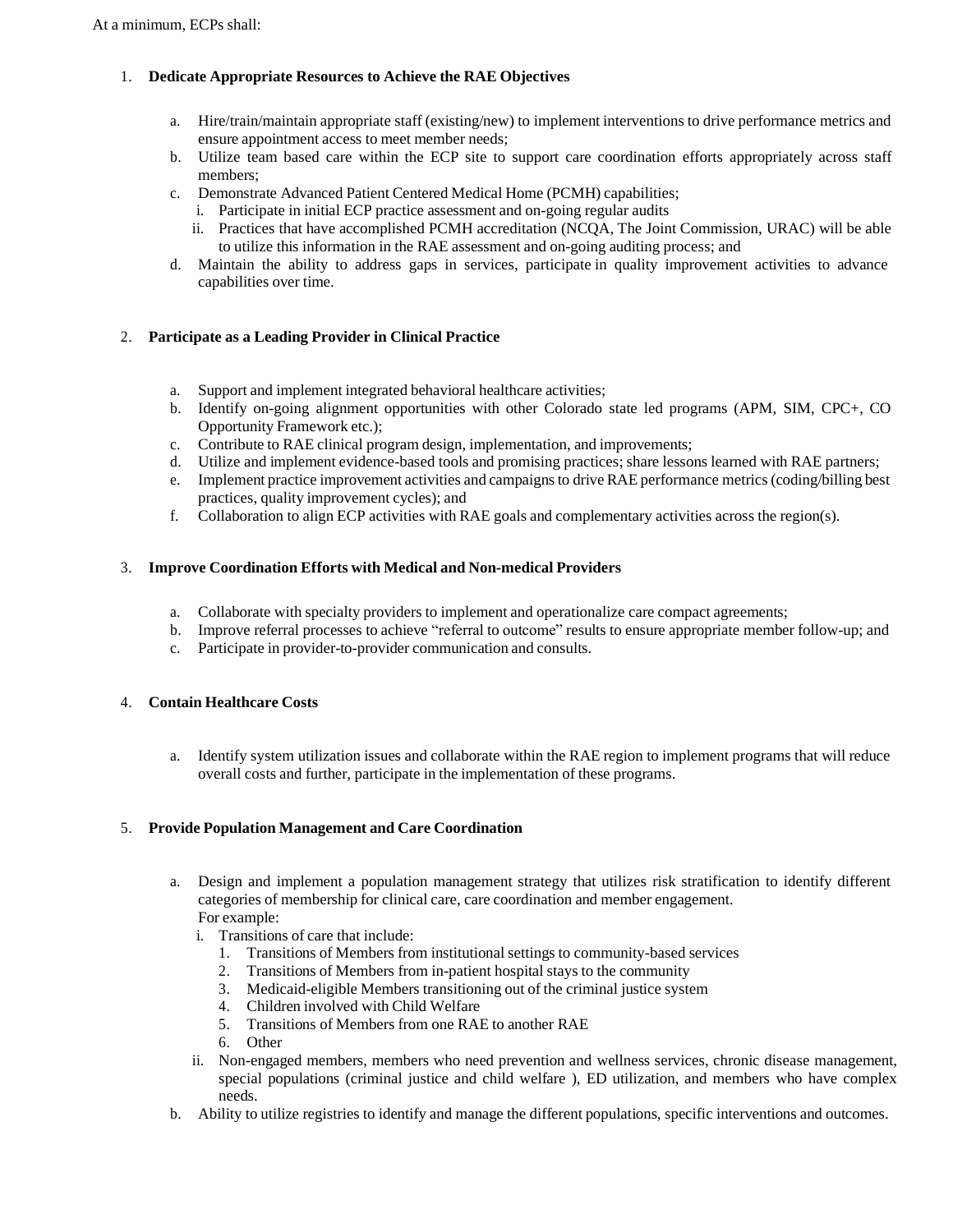At a minimum, ECPs shall:

1. **Dedicate Appropriate Resources to Achieve the RAE Objectives**

   a. Hire/train/maintain appropriate staff (existing/new) to implement interventions to drive performance metrics and ensure appointment access to meet member needs;
   b. Utilize team based care within the ECP site to support care coordination efforts appropriately across staff members;
   c. Demonstrate Advanced Patient Centered Medical Home (PCMH) capabilities;
      i. Participate in initial ECP practice assessment and on-going regular audits
      ii. Practices that have accomplished PCMH accreditation (NCQA, The Joint Commission, URAC) will be able to utilize this information in the RAE assessment and on-going auditing process; and
   d. Maintain the ability to address gaps in services, participate in quality improvement activities to advance capabilities over time.

2. **Participate as a Leading Provider in Clinical Practice**

   a. Support and implement integrated behavioral healthcare activities;
   b. Identify on-going alignment opportunities with other Colorado state led programs (APM, SIM, CPC+, CO Opportunity Framework etc.);
   c. Contribute to RAE clinical program design, implementation, and improvements;
   d. Utilize and implement evidence-based tools and promising practices; share lessons learned with RAE partners;
   e. Implement practice improvement activities and campaigns to drive RAE performance metrics (coding/billing best practices, quality improvement cycles); and
   f. Collaboration to align ECP activities with RAE goals and complementary activities across the region(s).

3. **Improve Coordination Efforts with Medical and Non-medical Providers**

   a. Collaborate with specialty providers to implement and operationalize care compact agreements;
   b. Improve referral processes to achieve "referral to outcome" results to ensure appropriate member follow-up; and
   c. Participate in provider-to-provider communication and consults.

4. **Contain Healthcare Costs**

   a. Identify system utilization issues and collaborate within the RAE region to implement programs that will reduce overall costs and further, participate in the implementation of these programs.

5. **Provide Population Management and Care Coordination**

   a. Design and implement a population management strategy that utilizes risk stratification to identify different categories of membership for clinical care, care coordination and member engagement.
      For example:
      i. Transitions of care that include:
         1. Transitions of Members from institutional settings to community-based services
         2. Transitions of Members from in-patient hospital stays to the community
         3. Medicaid-eligible Members transitioning out of the criminal justice system
         4. Children involved with Child Welfare
         5. Transitions of Members from one RAE to another RAE
         6. Other
      ii. Non-engaged members, members who need prevention and wellness services, chronic disease management, special populations (criminal justice and child welfare ), ED utilization, and members who have complex needs.
   b. Ability to utilize registries to identify and manage the different populations, specific interventions and outcomes.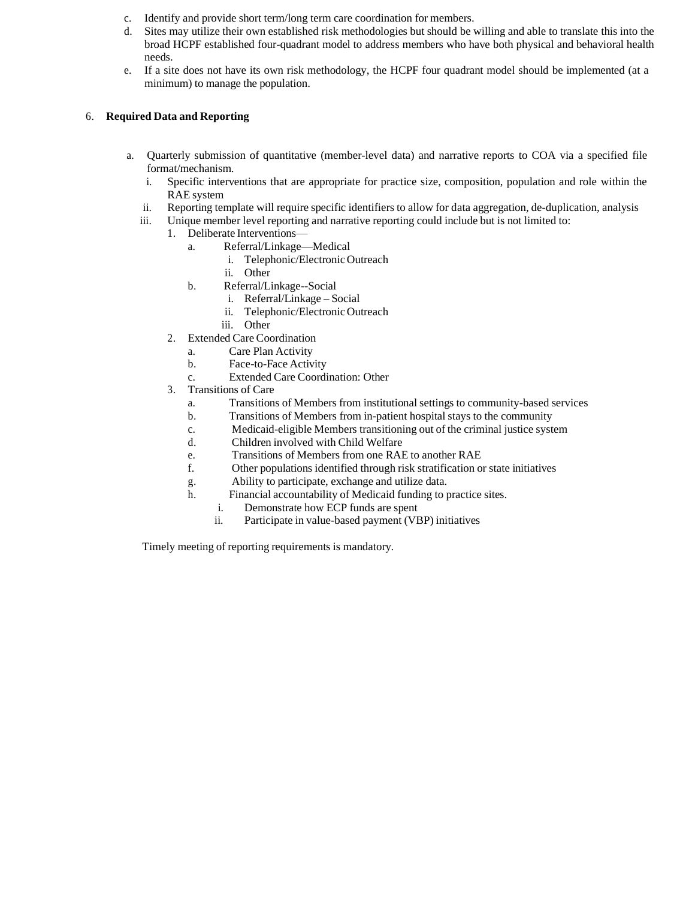c. Identify and provide short term/long term care coordination for members.
d. Sites may utilize their own established risk methodologies but should be willing and able to translate this into the broad HCPF established four-quadrant model to address members who have both physical and behavioral health needs.
e. If a site does not have its own risk methodology, the HCPF four quadrant model should be implemented (at a minimum) to manage the population.

6. **Required Data and Reporting**

   a. Quarterly submission of quantitative (member-level data) and narrative reports to COA via a specified file format/mechanism.
      i. Specific interventions that are appropriate for practice size, composition, population and role within the RAE system
      ii. Reporting template will require specific identifiers to allow for data aggregation, de-duplication, analysis
      iii. Unique member level reporting and narrative reporting could include but is not limited to:
         1. Deliberate Interventions—
            a. Referral/Linkage—Medical
               i. Telephonic/Electronic Outreach
               ii. Other
            b. Referral/Linkage--Social
               i. Referral/Linkage – Social
               ii. Telephonic/Electronic Outreach
               iii. Other
         2. Extended Care Coordination
            a. Care Plan Activity
            b. Face-to-Face Activity
            c. Extended Care Coordination: Other
         3. Transitions of Care
            a. Transitions of Members from institutional settings to community-based services
            b. Transitions of Members from in-patient hospital stays to the community
            c. Medicaid-eligible Members transitioning out of the criminal justice system
            d. Children involved with Child Welfare
            e. Transitions of Members from one RAE to another RAE
            f. Other populations identified through risk stratification or state initiatives
            g. Ability to participate, exchange and utilize data.
            h. Financial accountability of Medicaid funding to practice sites.
               i. Demonstrate how ECP funds are spent
               ii. Participate in value-based payment (VBP) initiatives

Timely meeting of reporting requirements is mandatory.